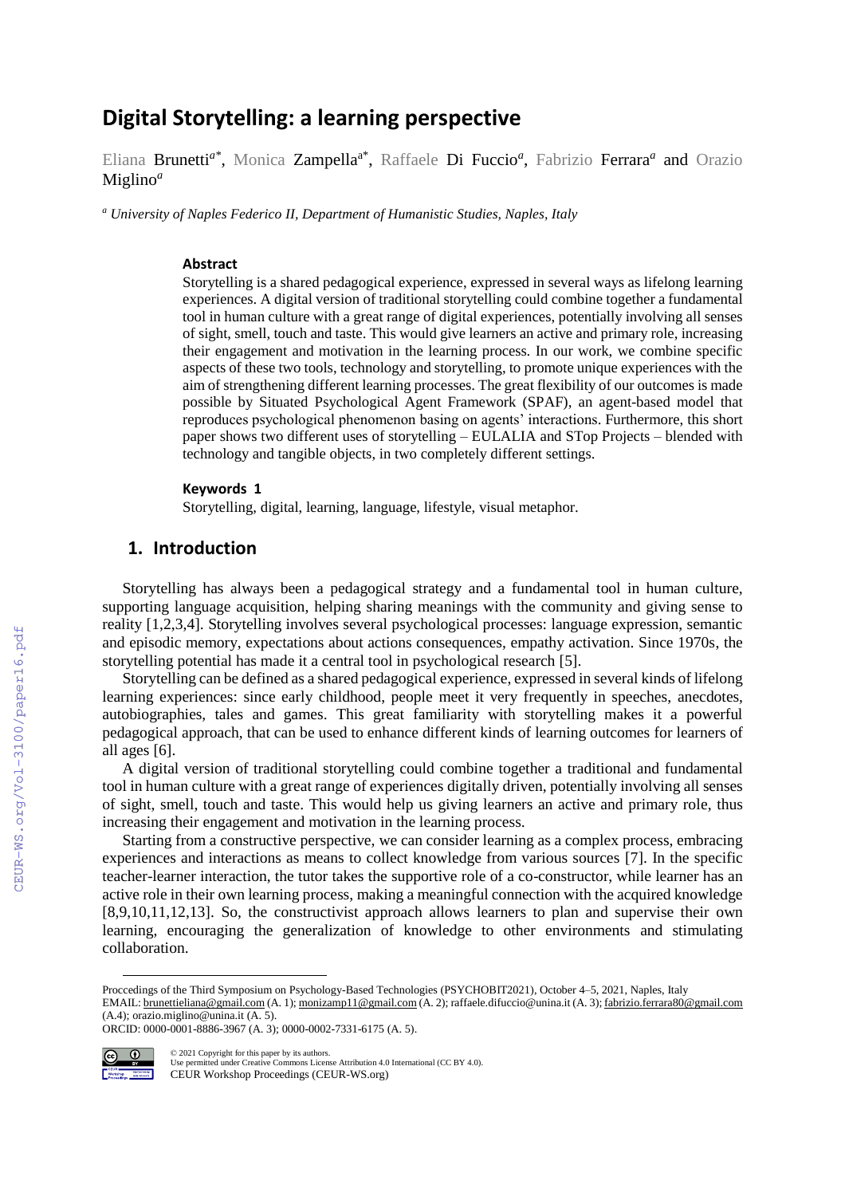# Digital Storytelling: a learning perspective

Eliana Brunetti[a*], Monica Zampella[a*], Raffaele Di Fuccio[a], Fabrizio Ferrara[a] and Orazio Miglino[a]

[a] *University of Naples Federico II, Department of Humanistic Studies, Naples, Italy*

### Abstract

Storytelling is a shared pedagogical experience, expressed in several ways as lifelong learning experiences. A digital version of traditional storytelling could combine together a fundamental tool in human culture with a great range of digital experiences, potentially involving all senses of sight, smell, touch and taste. This would give learners an active and primary role, increasing their engagement and motivation in the learning process. In our work, we combine specific aspects of these two tools, technology and storytelling, to promote unique experiences with the aim of strengthening different learning processes. The great flexibility of our outcomes is made possible by Situated Psychological Agent Framework (SPAF), an agent-based model that reproduces psychological phenomenon basing on agents' interactions. Furthermore, this short paper shows two different uses of storytelling – EULALIA and STop Projects – blended with technology and tangible objects, in two completely different settings.

### Keywords [1]

Storytelling, digital, learning, language, lifestyle, visual metaphor.

## 1. Introduction

Storytelling has always been a pedagogical strategy and a fundamental tool in human culture, supporting language acquisition, helping sharing meanings with the community and giving sense to reality [1,2,3,4]. Storytelling involves several psychological processes: language expression, semantic and episodic memory, expectations about actions consequences, empathy activation. Since 1970s, the storytelling potential has made it a central tool in psychological research [5].

Storytelling can be defined as a shared pedagogical experience, expressed in several kinds of lifelong learning experiences: since early childhood, people meet it very frequently in speeches, anecdotes, autobiographies, tales and games. This great familiarity with storytelling makes it a powerful pedagogical approach, that can be used to enhance different kinds of learning outcomes for learners of all ages [6].

A digital version of traditional storytelling could combine together a traditional and fundamental tool in human culture with a great range of experiences digitally driven, potentially involving all senses of sight, smell, touch and taste. This would help us giving learners an active and primary role, thus increasing their engagement and motivation in the learning process.

Starting from a constructive perspective, we can consider learning as a complex process, embracing experiences and interactions as means to collect knowledge from various sources [7]. In the specific teacher-learner interaction, the tutor takes the supportive role of a co-constructor, while learner has an active role in their own learning process, making a meaningful connection with the acquired knowledge [8,9,10,11,12,13]. So, the constructivist approach allows learners to plan and supervise their own learning, encouraging the generalization of knowledge to other environments and stimulating collaboration.

---

Proccedings of the Third Symposium on Psychology-Based Technologies (PSYCHOBIT2021), October 4–5, 2021, Naples, Italy
EMAIL: brunettieliana@gmail.com (A. 1); monizamp11@gmail.com (A. 2); raffaele.difuccio@unina.it (A. 3); fabrizio.ferrara80@gmail.com (A.4); orazio.miglino@unina.it (A. 5).
ORCID: 0000-0001-8886-3967 (A. 3); 0000-0002-7331-6175 (A. 5).

© 2021 Copyright for this paper by its authors.
Use permitted under Creative Commons License Attribution 4.0 International (CC BY 4.0).
CEUR Workshop Proceedings (CEUR-WS.org)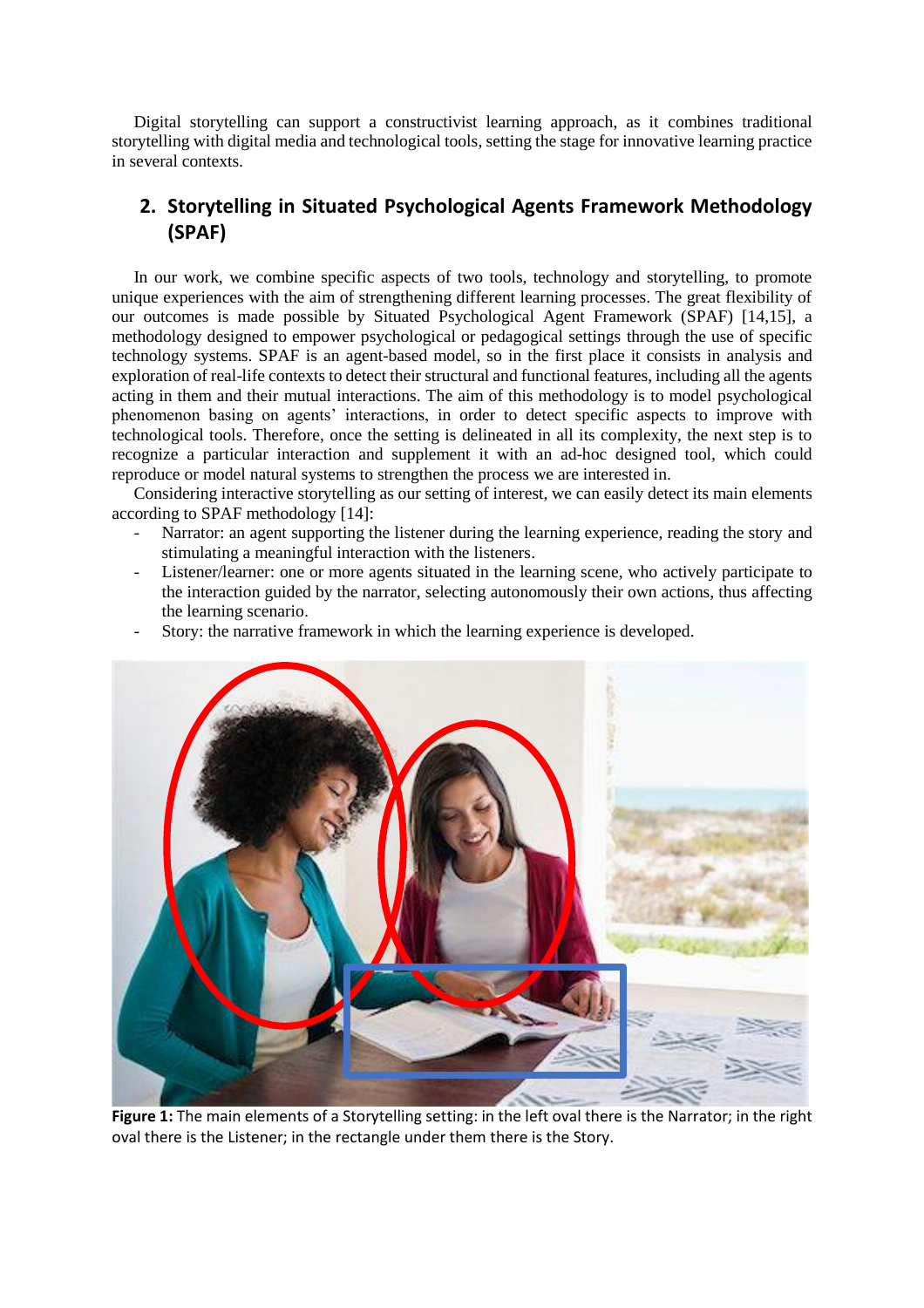Digital storytelling can support a constructivist learning approach, as it combines traditional storytelling with digital media and technological tools, setting the stage for innovative learning practice in several contexts.

## 2. Storytelling in Situated Psychological Agents Framework Methodology (SPAF)

In our work, we combine specific aspects of two tools, technology and storytelling, to promote unique experiences with the aim of strengthening different learning processes. The great flexibility of our outcomes is made possible by Situated Psychological Agent Framework (SPAF) [14,15], a methodology designed to empower psychological or pedagogical settings through the use of specific technology systems. SPAF is an agent-based model, so in the first place it consists in analysis and exploration of real-life contexts to detect their structural and functional features, including all the agents acting in them and their mutual interactions. The aim of this methodology is to model psychological phenomenon basing on agents' interactions, in order to detect specific aspects to improve with technological tools. Therefore, once the setting is delineated in all its complexity, the next step is to recognize a particular interaction and supplement it with an ad-hoc designed tool, which could reproduce or model natural systems to strengthen the process we are interested in.

Considering interactive storytelling as our setting of interest, we can easily detect its main elements according to SPAF methodology [14]:

- Narrator: an agent supporting the listener during the learning experience, reading the story and stimulating a meaningful interaction with the listeners.
- Listener/learner: one or more agents situated in the learning scene, who actively participate to the interaction guided by the narrator, selecting autonomously their own actions, thus affecting the learning scenario.
- Story: the narrative framework in which the learning experience is developed.

**Figure 1:** The main elements of a Storytelling setting: in the left oval there is the Narrator; in the right oval there is the Listener; in the rectangle under them there is the Story.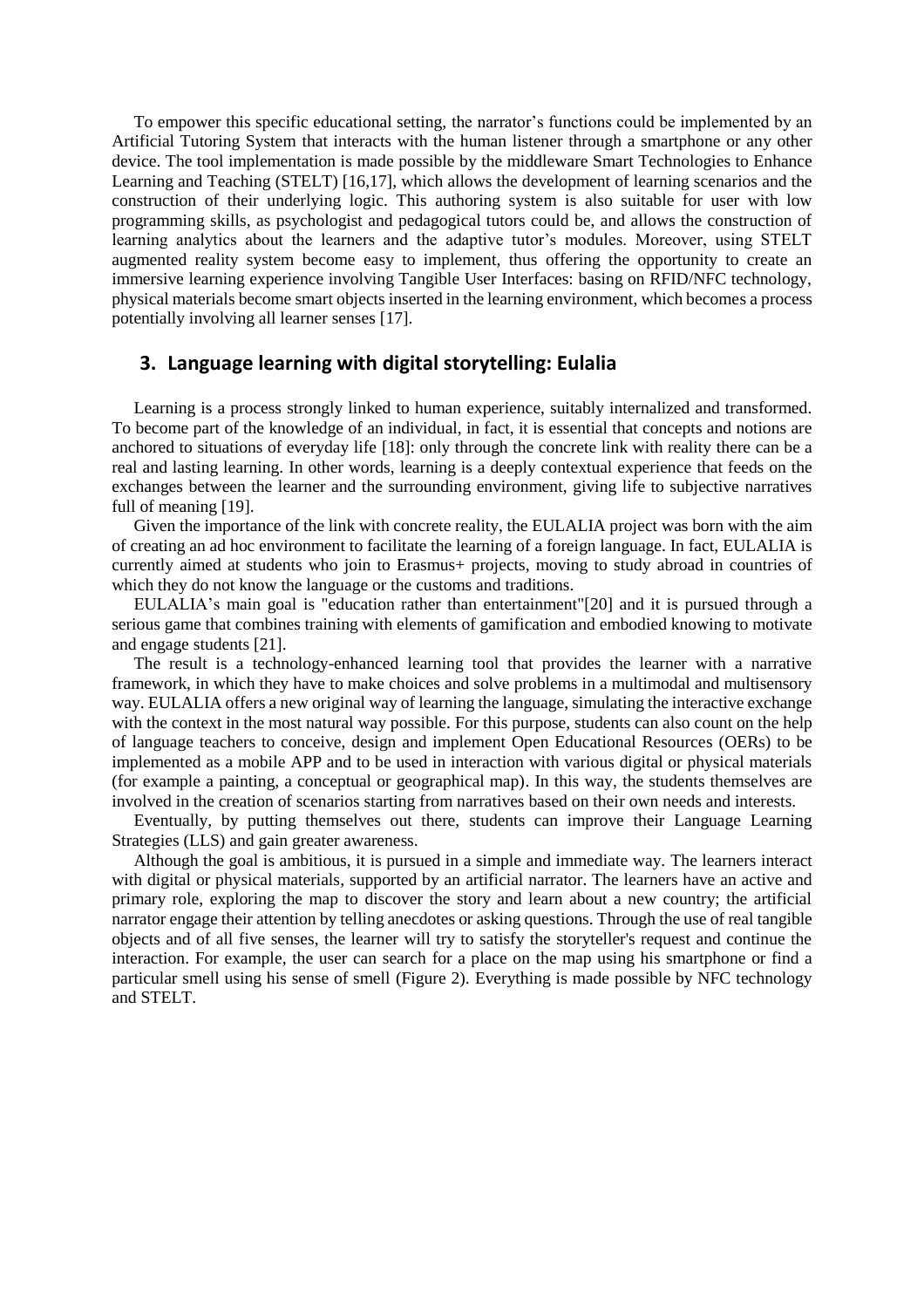To empower this specific educational setting, the narrator's functions could be implemented by an Artificial Tutoring System that interacts with the human listener through a smartphone or any other device. The tool implementation is made possible by the middleware Smart Technologies to Enhance Learning and Teaching (STELT) [16,17], which allows the development of learning scenarios and the construction of their underlying logic. This authoring system is also suitable for user with low programming skills, as psychologist and pedagogical tutors could be, and allows the construction of learning analytics about the learners and the adaptive tutor's modules. Moreover, using STELT augmented reality system become easy to implement, thus offering the opportunity to create an immersive learning experience involving Tangible User Interfaces: basing on RFID/NFC technology, physical materials become smart objects inserted in the learning environment, which becomes a process potentially involving all learner senses [17].

## 3. Language learning with digital storytelling: Eulalia

Learning is a process strongly linked to human experience, suitably internalized and transformed. To become part of the knowledge of an individual, in fact, it is essential that concepts and notions are anchored to situations of everyday life [18]: only through the concrete link with reality there can be a real and lasting learning. In other words, learning is a deeply contextual experience that feeds on the exchanges between the learner and the surrounding environment, giving life to subjective narratives full of meaning [19].

Given the importance of the link with concrete reality, the EULALIA project was born with the aim of creating an ad hoc environment to facilitate the learning of a foreign language. In fact, EULALIA is currently aimed at students who join to Erasmus+ projects, moving to study abroad in countries of which they do not know the language or the customs and traditions.

EULALIA's main goal is "education rather than entertainment"[20] and it is pursued through a serious game that combines training with elements of gamification and embodied knowing to motivate and engage students [21].

The result is a technology-enhanced learning tool that provides the learner with a narrative framework, in which they have to make choices and solve problems in a multimodal and multisensory way. EULALIA offers a new original way of learning the language, simulating the interactive exchange with the context in the most natural way possible. For this purpose, students can also count on the help of language teachers to conceive, design and implement Open Educational Resources (OERs) to be implemented as a mobile APP and to be used in interaction with various digital or physical materials (for example a painting, a conceptual or geographical map). In this way, the students themselves are involved in the creation of scenarios starting from narratives based on their own needs and interests.

Eventually, by putting themselves out there, students can improve their Language Learning Strategies (LLS) and gain greater awareness.

Although the goal is ambitious, it is pursued in a simple and immediate way. The learners interact with digital or physical materials, supported by an artificial narrator. The learners have an active and primary role, exploring the map to discover the story and learn about a new country; the artificial narrator engage their attention by telling anecdotes or asking questions. Through the use of real tangible objects and of all five senses, the learner will try to satisfy the storyteller's request and continue the interaction. For example, the user can search for a place on the map using his smartphone or find a particular smell using his sense of smell (Figure 2). Everything is made possible by NFC technology and STELT.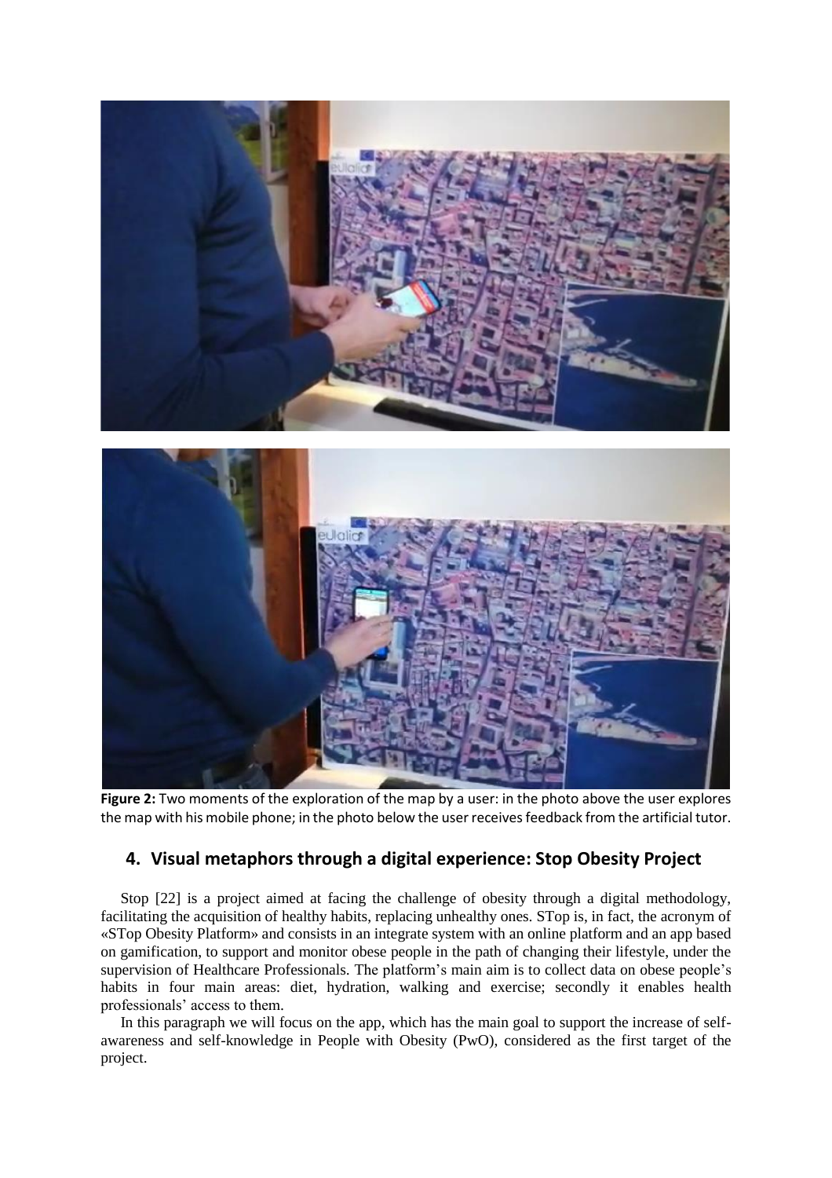**Figure 2:** Two moments of the exploration of the map by a user: in the photo above the user explores the map with his mobile phone; in the photo below the user receives feedback from the artificial tutor.

## 4. Visual metaphors through a digital experience: Stop Obesity Project

Stop [22] is a project aimed at facing the challenge of obesity through a digital methodology, facilitating the acquisition of healthy habits, replacing unhealthy ones. STop is, in fact, the acronym of «STop Obesity Platform» and consists in an integrate system with an online platform and an app based on gamification, to support and monitor obese people in the path of changing their lifestyle, under the supervision of Healthcare Professionals. The platform's main aim is to collect data on obese people's habits in four main areas: diet, hydration, walking and exercise; secondly it enables health professionals' access to them.

In this paragraph we will focus on the app, which has the main goal to support the increase of self-awareness and self-knowledge in People with Obesity (PwO), considered as the first target of the project.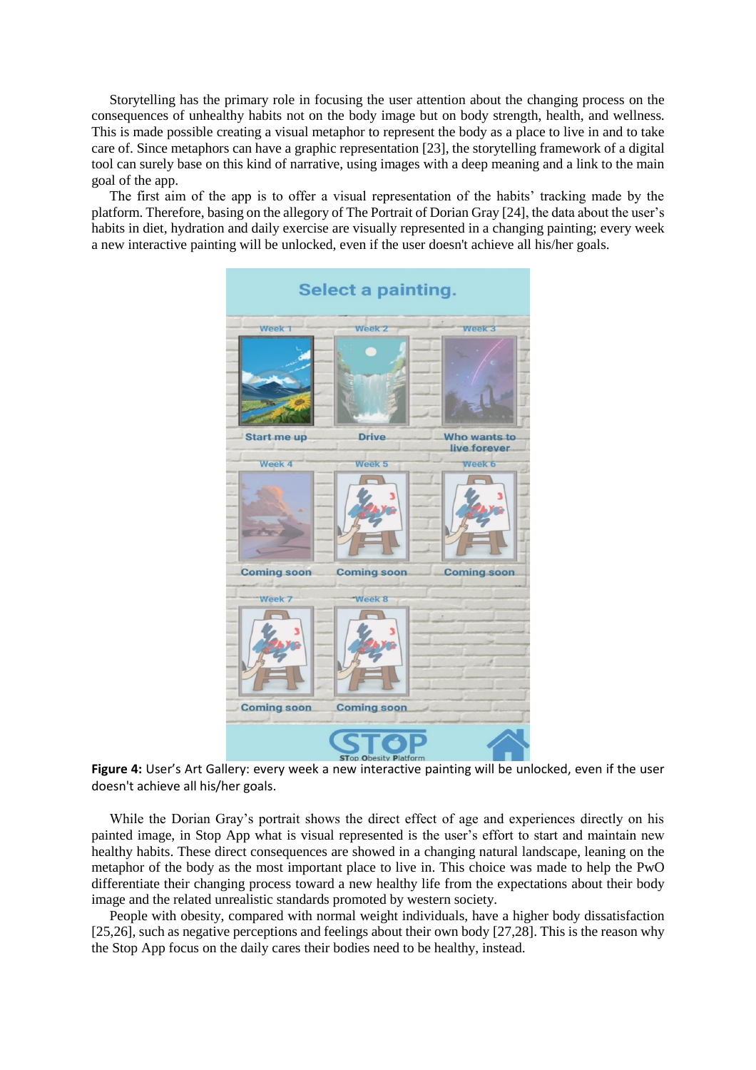Storytelling has the primary role in focusing the user attention about the changing process on the consequences of unhealthy habits not on the body image but on body strength, health, and wellness. This is made possible creating a visual metaphor to represent the body as a place to live in and to take care of. Since metaphors can have a graphic representation [23], the storytelling framework of a digital tool can surely base on this kind of narrative, using images with a deep meaning and a link to the main goal of the app.

The first aim of the app is to offer a visual representation of the habits' tracking made by the platform. Therefore, basing on the allegory of The Portrait of Dorian Gray [24], the data about the user's habits in diet, hydration and daily exercise are visually represented in a changing painting; every week a new interactive painting will be unlocked, even if the user doesn't achieve all his/her goals.

**Figure 4:** User's Art Gallery: every week a new interactive painting will be unlocked, even if the user doesn't achieve all his/her goals.

While the Dorian Gray's portrait shows the direct effect of age and experiences directly on his painted image, in Stop App what is visual represented is the user's effort to start and maintain new healthy habits. These direct consequences are showed in a changing natural landscape, leaning on the metaphor of the body as the most important place to live in. This choice was made to help the PwO differentiate their changing process toward a new healthy life from the expectations about their body image and the related unrealistic standards promoted by western society.

People with obesity, compared with normal weight individuals, have a higher body dissatisfaction [25,26], such as negative perceptions and feelings about their own body [27,28]. This is the reason why the Stop App focus on the daily cares their bodies need to be healthy, instead.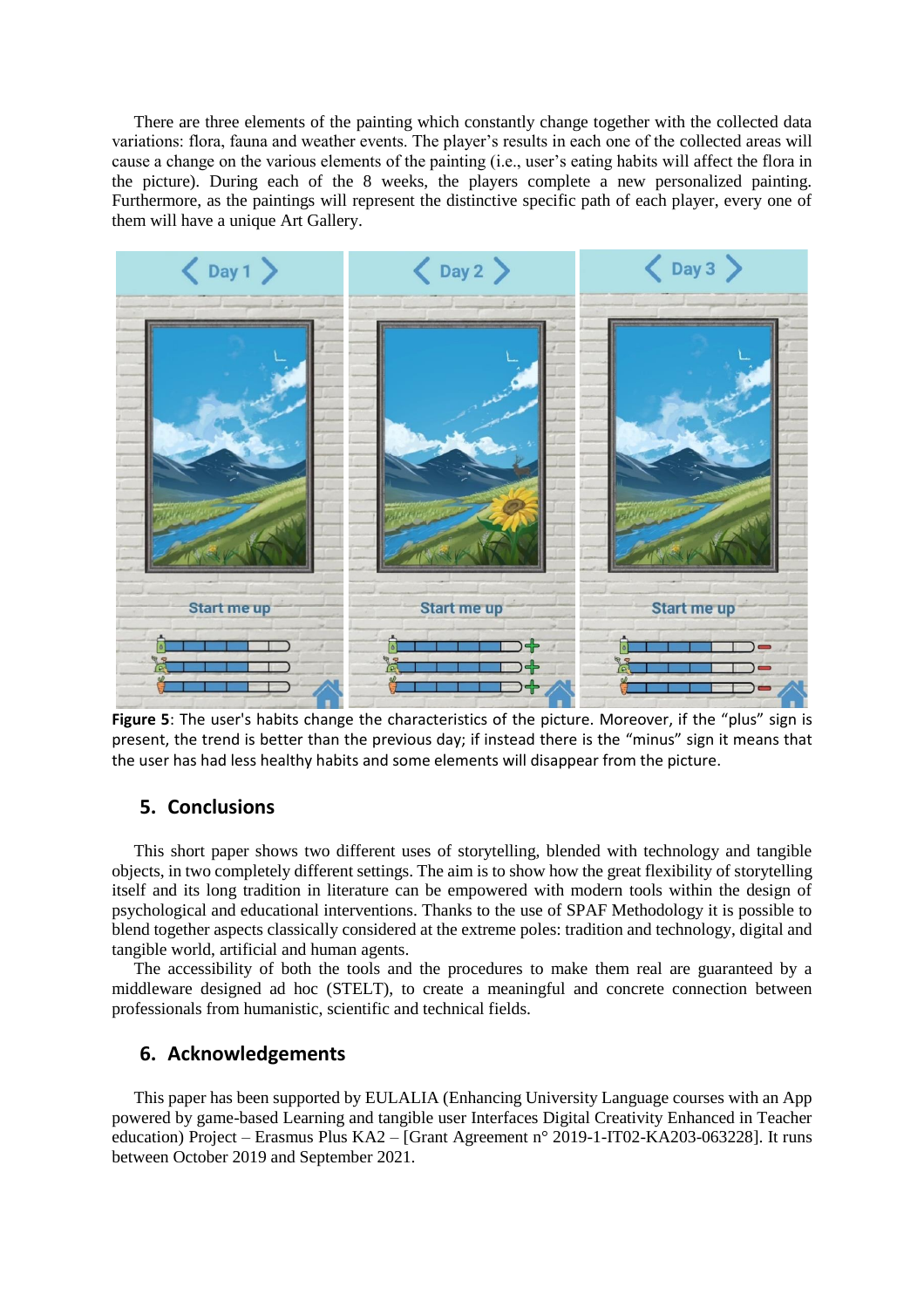There are three elements of the painting which constantly change together with the collected data variations: flora, fauna and weather events. The player's results in each one of the collected areas will cause a change on the various elements of the painting (i.e., user's eating habits will affect the flora in the picture). During each of the 8 weeks, the players complete a new personalized painting. Furthermore, as the paintings will represent the distinctive specific path of each player, every one of them will have a unique Art Gallery.

**Figure 5**: The user's habits change the characteristics of the picture. Moreover, if the "plus" sign is present, the trend is better than the previous day; if instead there is the "minus" sign it means that the user has had less healthy habits and some elements will disappear from the picture.

## 5. Conclusions

This short paper shows two different uses of storytelling, blended with technology and tangible objects, in two completely different settings. The aim is to show how the great flexibility of storytelling itself and its long tradition in literature can be empowered with modern tools within the design of psychological and educational interventions. Thanks to the use of SPAF Methodology it is possible to blend together aspects classically considered at the extreme poles: tradition and technology, digital and tangible world, artificial and human agents.

The accessibility of both the tools and the procedures to make them real are guaranteed by a middleware designed ad hoc (STELT), to create a meaningful and concrete connection between professionals from humanistic, scientific and technical fields.

## 6. Acknowledgements

This paper has been supported by EULALIA (Enhancing University Language courses with an App powered by game-based Learning and tangible user Interfaces Digital Creativity Enhanced in Teacher education) Project – Erasmus Plus KA2 – [Grant Agreement n° 2019-1-IT02-KA203-063228]. It runs between October 2019 and September 2021.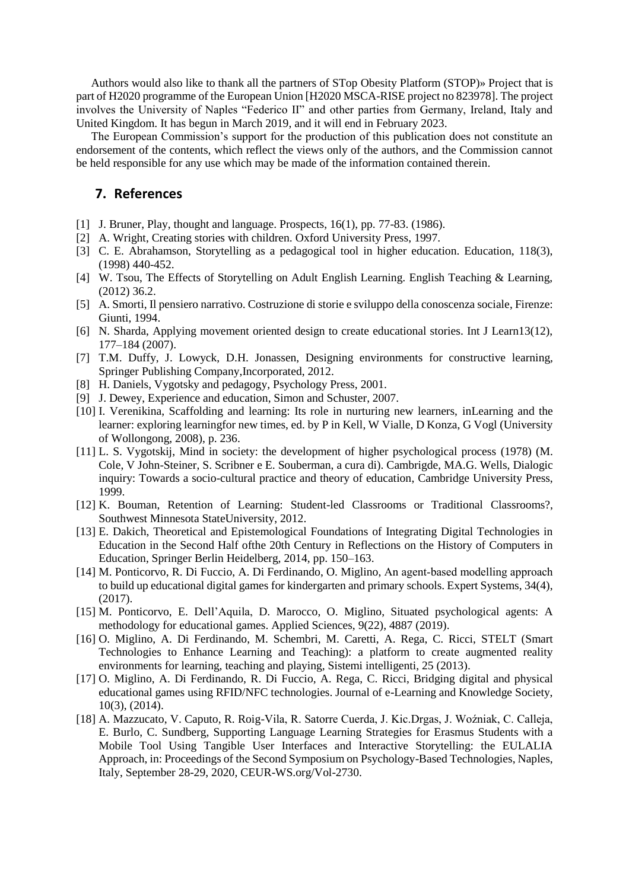Authors would also like to thank all the partners of STop Obesity Platform (STOP)» Project that is part of H2020 programme of the European Union [H2020 MSCA-RISE project no 823978]. The project involves the University of Naples "Federico II" and other parties from Germany, Ireland, Italy and United Kingdom. It has begun in March 2019, and it will end in February 2023.

The European Commission's support for the production of this publication does not constitute an endorsement of the contents, which reflect the views only of the authors, and the Commission cannot be held responsible for any use which may be made of the information contained therein.

## 7. References

[1] J. Bruner, Play, thought and language. Prospects, 16(1), pp. 77-83. (1986).

[2] A. Wright, Creating stories with children. Oxford University Press, 1997.

[3] C. E. Abrahamson, Storytelling as a pedagogical tool in higher education. Education, 118(3), (1998) 440-452.

[4] W. Tsou, The Effects of Storytelling on Adult English Learning. English Teaching & Learning, (2012) 36.2.

[5] A. Smorti, Il pensiero narrativo. Costruzione di storie e sviluppo della conoscenza sociale, Firenze: Giunti, 1994.

[6] N. Sharda, Applying movement oriented design to create educational stories. Int J Learn13(12), 177–184 (2007).

[7] T.M. Duffy, J. Lowyck, D.H. Jonassen, Designing environments for constructive learning, Springer Publishing Company,Incorporated, 2012.

[8] H. Daniels, Vygotsky and pedagogy, Psychology Press, 2001.

[9] J. Dewey, Experience and education, Simon and Schuster, 2007.

[10] I. Verenikina, Scaffolding and learning: Its role in nurturing new learners, inLearning and the learner: exploring learningfor new times, ed. by P in Kell, W Vialle, D Konza, G Vogl (University of Wollongong, 2008), p. 236.

[11] L. S. Vygotskij, Mind in society: the development of higher psychological process (1978) (M. Cole, V John-Steiner, S. Scribner e E. Souberman, a cura di). Cambrigde, MA.G. Wells, Dialogic inquiry: Towards a socio-cultural practice and theory of education, Cambridge University Press, 1999.

[12] K. Bouman, Retention of Learning: Student-led Classrooms or Traditional Classrooms?, Southwest Minnesota StateUniversity, 2012.

[13] E. Dakich, Theoretical and Epistemological Foundations of Integrating Digital Technologies in Education in the Second Half ofthe 20th Century in Reflections on the History of Computers in Education, Springer Berlin Heidelberg, 2014, pp. 150–163.

[14] M. Ponticorvo, R. Di Fuccio, A. Di Ferdinando, O. Miglino, An agent-based modelling approach to build up educational digital games for kindergarten and primary schools. Expert Systems, 34(4), (2017).

[15] M. Ponticorvo, E. Dell'Aquila, D. Marocco, O. Miglino, Situated psychological agents: A methodology for educational games. Applied Sciences, 9(22), 4887 (2019).

[16] O. Miglino, A. Di Ferdinando, M. Schembri, M. Caretti, A. Rega, C. Ricci, STELT (Smart Technologies to Enhance Learning and Teaching): a platform to create augmented reality environments for learning, teaching and playing, Sistemi intelligenti, 25 (2013).

[17] O. Miglino, A. Di Ferdinando, R. Di Fuccio, A. Rega, C. Ricci, Bridging digital and physical educational games using RFID/NFC technologies. Journal of e-Learning and Knowledge Society, 10(3), (2014).

[18] A. Mazzucato, V. Caputo, R. Roig-Vila, R. Satorre Cuerda, J. Kic.Drgas, J. Woźniak, C. Calleja, E. Burlo, C. Sundberg, Supporting Language Learning Strategies for Erasmus Students with a Mobile Tool Using Tangible User Interfaces and Interactive Storytelling: the EULALIA Approach, in: Proceedings of the Second Symposium on Psychology-Based Technologies, Naples, Italy, September 28-29, 2020, CEUR-WS.org/Vol-2730.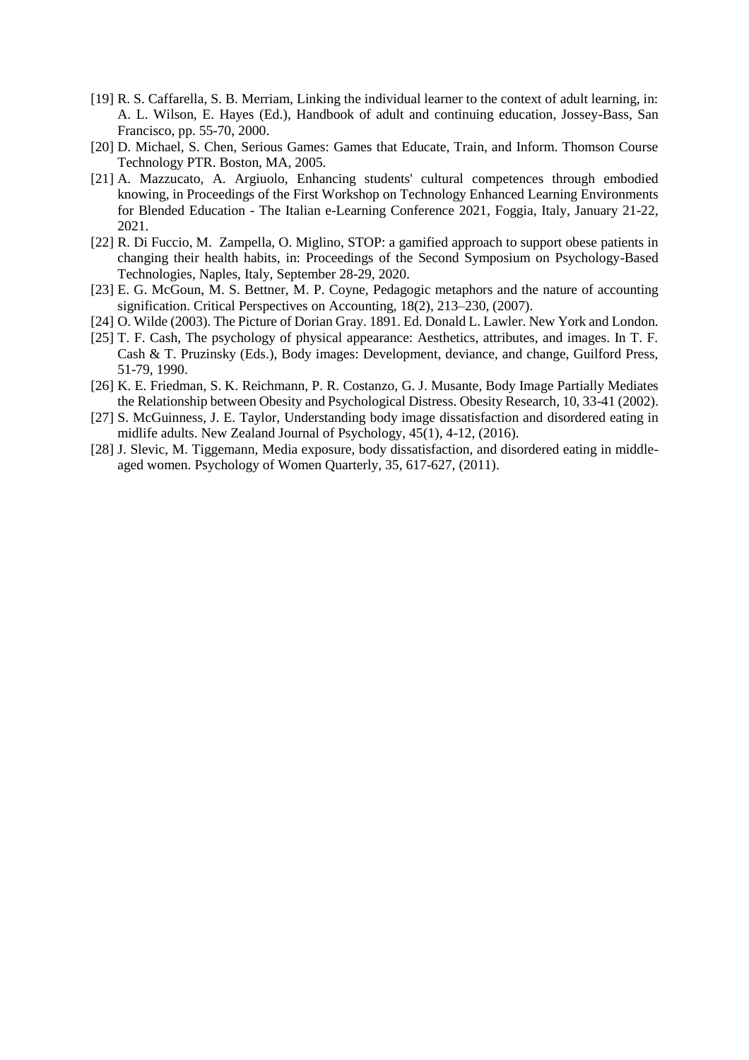[19] R. S. Caffarella, S. B. Merriam, Linking the individual learner to the context of adult learning, in: A. L. Wilson, E. Hayes (Ed.), Handbook of adult and continuing education, Jossey-Bass, San Francisco, pp. 55-70, 2000.

[20] D. Michael, S. Chen, Serious Games: Games that Educate, Train, and Inform. Thomson Course Technology PTR. Boston, MA, 2005.

[21] A. Mazzucato, A. Argiuolo, Enhancing students' cultural competences through embodied knowing, in Proceedings of the First Workshop on Technology Enhanced Learning Environments for Blended Education - The Italian e-Learning Conference 2021, Foggia, Italy, January 21-22, 2021.

[22] R. Di Fuccio, M. Zampella, O. Miglino, STOP: a gamified approach to support obese patients in changing their health habits, in: Proceedings of the Second Symposium on Psychology-Based Technologies, Naples, Italy, September 28-29, 2020.

[23] E. G. McGoun, M. S. Bettner, M. P. Coyne, Pedagogic metaphors and the nature of accounting signification. Critical Perspectives on Accounting, 18(2), 213–230, (2007).

[24] O. Wilde (2003). The Picture of Dorian Gray. 1891. Ed. Donald L. Lawler. New York and London.

[25] T. F. Cash, The psychology of physical appearance: Aesthetics, attributes, and images. In T. F. Cash & T. Pruzinsky (Eds.), Body images: Development, deviance, and change, Guilford Press, 51-79, 1990.

[26] K. E. Friedman, S. K. Reichmann, P. R. Costanzo, G. J. Musante, Body Image Partially Mediates the Relationship between Obesity and Psychological Distress. Obesity Research, 10, 33-41 (2002).

[27] S. McGuinness, J. E. Taylor, Understanding body image dissatisfaction and disordered eating in midlife adults. New Zealand Journal of Psychology, 45(1), 4-12, (2016).

[28] J. Slevic, M. Tiggemann, Media exposure, body dissatisfaction, and disordered eating in middle-aged women. Psychology of Women Quarterly, 35, 617-627, (2011).